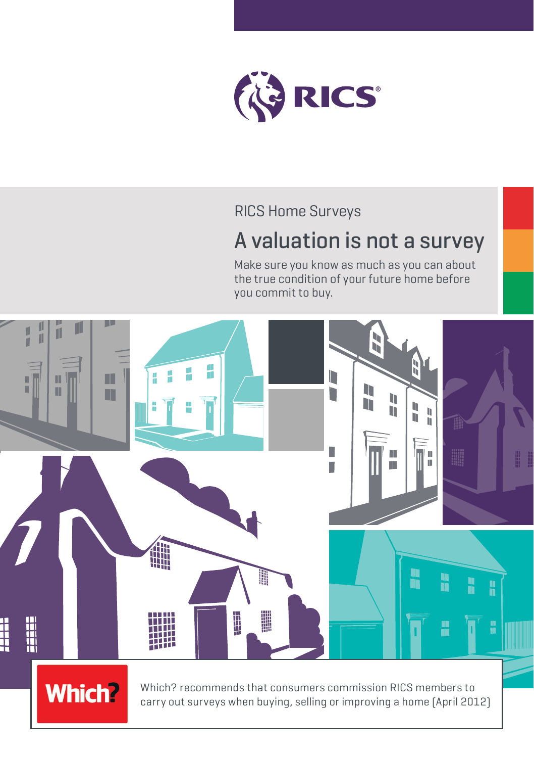RICS

RICS Home Surveys

# A valuation is not a survey

Make sure you know as much as you can about the true condition of your future home before you commit to buy.

Which?

Which? recommends that consumers commission RICS members to carry out surveys when buying, selling or improving a home (April 2012)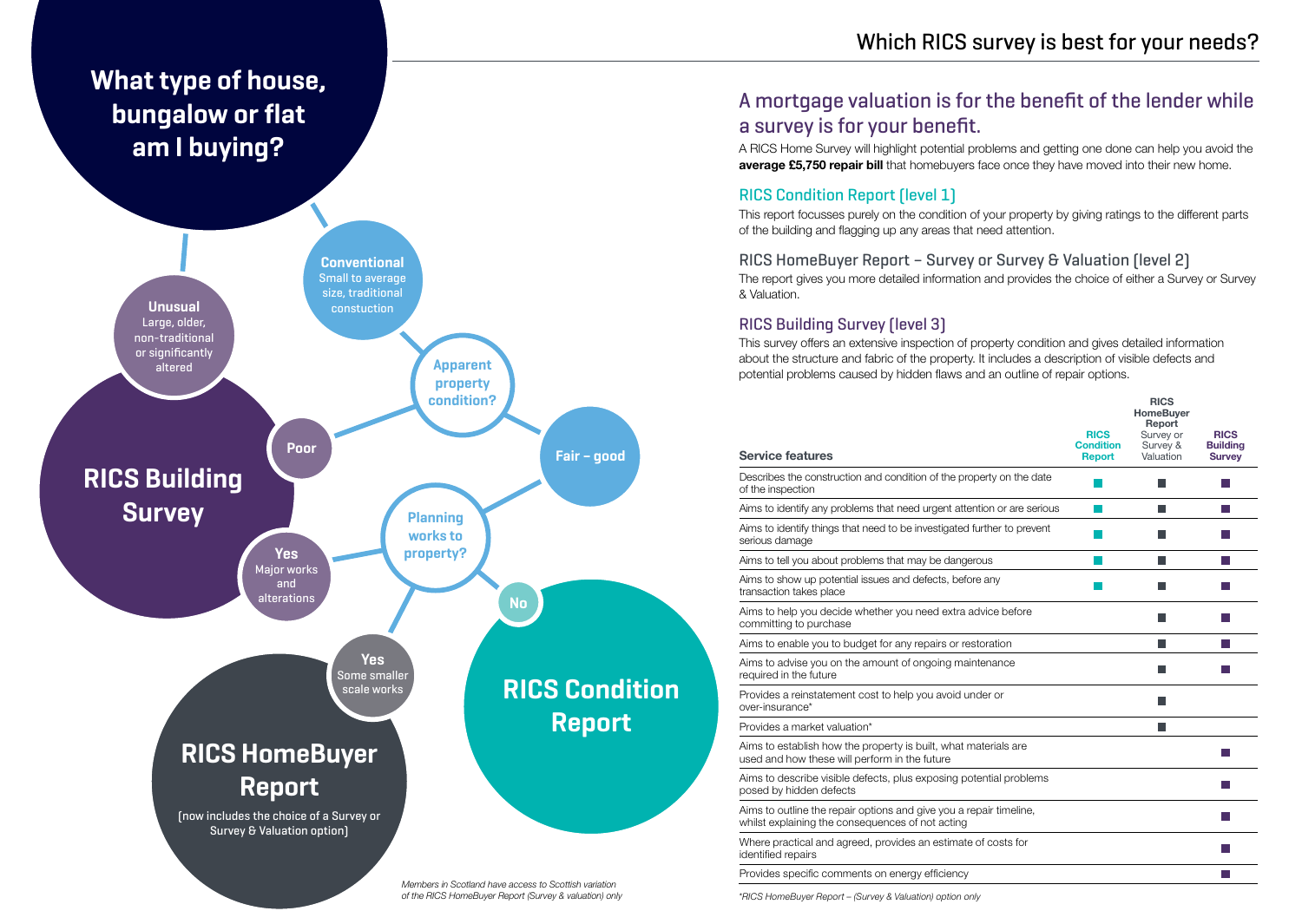# Which RICS survey is best for your needs?

## What type of house, bungalow or flat am I buying?

**Unusual**
Large, older, non-traditional or significantly altered

**Conventional**
Small to average size, traditional constuction

**Apparent property condition?**

**Poor** → **RICS Building Survey**

**Fair – good** → **Planning works to property?**

**Yes** Major works and alterations → **RICS Building Survey**

**Yes** Some smaller scale works → **RICS HomeBuyer Report** (now includes the choice of a Survey or Survey & Valuation option)

**No** → **RICS Condition Report**

*Members in Scotland have access to Scottish variation of the RICS HomeBuyer Report (Survey & valuation) only*

## A mortgage valuation is for the benefit of the lender while a survey is for your benefit.

A RICS Home Survey will highlight potential problems and getting one done can help you avoid the **average £5,750 repair bill** that homebuyers face once they have moved into their new home.

### RICS Condition Report (level 1)

This report focusses purely on the condition of your property by giving ratings to the different parts of the building and flagging up any areas that need attention.

### RICS HomeBuyer Report – Survey or Survey & Valuation (level 2)

The report gives you more detailed information and provides the choice of either a Survey or Survey & Valuation.

### RICS Building Survey (level 3)

This survey offers an extensive inspection of property condition and gives detailed information about the structure and fabric of the property. It includes a description of visible defects and potential problems caused by hidden flaws and an outline of repair options.

| Service features | RICS Condition Report | RICS HomeBuyer Report Survey or Survey & Valuation | RICS Building Survey |
|---|---|---|---|
| Describes the construction and condition of the property on the date of the inspection | ■ | ■ | ■ |
| Aims to identify any problems that need urgent attention or are serious | ■ | ■ | ■ |
| Aims to identify things that need to be investigated further to prevent serious damage | ■ | ■ | ■ |
| Aims to tell you about problems that may be dangerous | ■ | ■ | ■ |
| Aims to show up potential issues and defects, before any transaction takes place | ■ | ■ | ■ |
| Aims to help you decide whether you need extra advice before committing to purchase | | ■ | ■ |
| Aims to enable you to budget for any repairs or restoration | | ■ | ■ |
| Aims to advise you on the amount of ongoing maintenance required in the future | | ■ | ■ |
| Provides a reinstatement cost to help you avoid under or over-insurance* | | ■ | |
| Provides a market valuation* | | ■ | |
| Aims to establish how the property is built, what materials are used and how these will perform in the future | | | ■ |
| Aims to describe visible defects, plus exposing potential problems posed by hidden defects | | | ■ |
| Aims to outline the repair options and give you a repair timeline, whilst explaining the consequences of not acting | | | ■ |
| Where practical and agreed, provides an estimate of costs for identified repairs | | | ■ |
| Provides specific comments on energy efficiency | | | ■ |

*RICS HomeBuyer Report – (Survey & Valuation) option only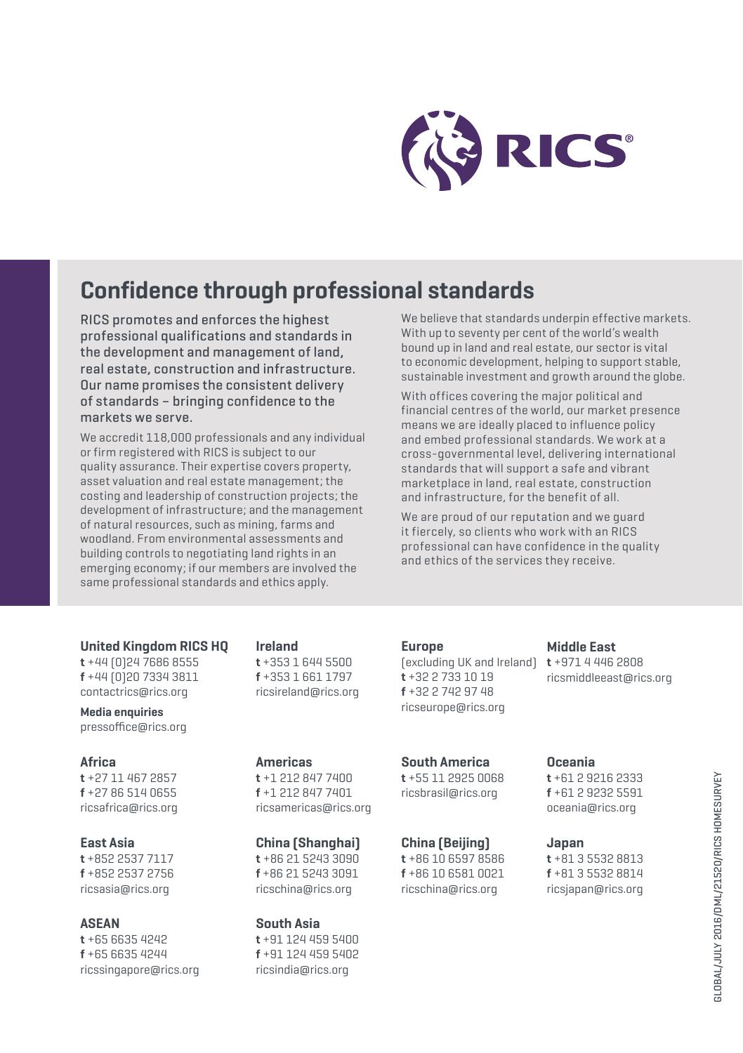RICS®

## Confidence through professional standards

RICS promotes and enforces the highest professional qualifications and standards in the development and management of land, real estate, construction and infrastructure. Our name promises the consistent delivery of standards – bringing confidence to the markets we serve.

We accredit 118,000 professionals and any individual or firm registered with RICS is subject to our quality assurance. Their expertise covers property, asset valuation and real estate management; the costing and leadership of construction projects; the development of infrastructure; and the management of natural resources, such as mining, farms and woodland. From environmental assessments and building controls to negotiating land rights in an emerging economy; if our members are involved the same professional standards and ethics apply.

We believe that standards underpin effective markets. With up to seventy per cent of the world's wealth bound up in land and real estate, our sector is vital to economic development, helping to support stable, sustainable investment and growth around the globe.

With offices covering the major political and financial centres of the world, our market presence means we are ideally placed to influence policy and embed professional standards. We work at a cross-governmental level, delivering international standards that will support a safe and vibrant marketplace in land, real estate, construction and infrastructure, for the benefit of all.

We are proud of our reputation and we guard it fiercely, so clients who work with an RICS professional can have confidence in the quality and ethics of the services they receive.

**United Kingdom RICS HQ**
**t** +44 (0)24 7686 8555
**f** +44 (0)20 7334 3811
contactrics@rics.org

**Media enquiries**
pressoffice@rics.org

**Ireland**
**t** +353 1 644 5500
**f** +353 1 661 1797
ricsireland@rics.org

**Europe**
(excluding UK and Ireland)
**t** +32 2 733 10 19
**f** +32 2 742 97 48
ricseurope@rics.org

**Middle East**
**t** +971 4 446 2808
ricsmiddleeast@rics.org

**Africa**
**t** +27 11 467 2857
**f** +27 86 514 0655
ricsafrica@rics.org

**Americas**
**t** +1 212 847 7400
**f** +1 212 847 7401
ricsamericas@rics.org

**South America**
**t** +55 11 2925 0068
ricsbrasil@rics.org

**Oceania**
**t** +61 2 9216 2333
**f** +61 2 9232 5591
oceania@rics.org

**East Asia**
**t** +852 2537 7117
**f** +852 2537 2756
ricsasia@rics.org

**China (Shanghai)**
**t** +86 21 5243 3090
**f** +86 21 5243 3091
ricschina@rics.org

**China (Beijing)**
**t** +86 10 6597 8586
**f** +86 10 6581 0021
ricschina@rics.org

**Japan**
**t** +81 3 5532 8813
**f** +81 3 5532 8814
ricsjapan@rics.org

**ASEAN**
**t** +65 6635 4242
**f** +65 6635 4244
ricssingapore@rics.org

**South Asia**
**t** +91 124 459 5400
**f** +91 124 459 5402
ricsindia@rics.org

GLOBAL/JULY 2016/DML/21520/RICS HOMESURVEY